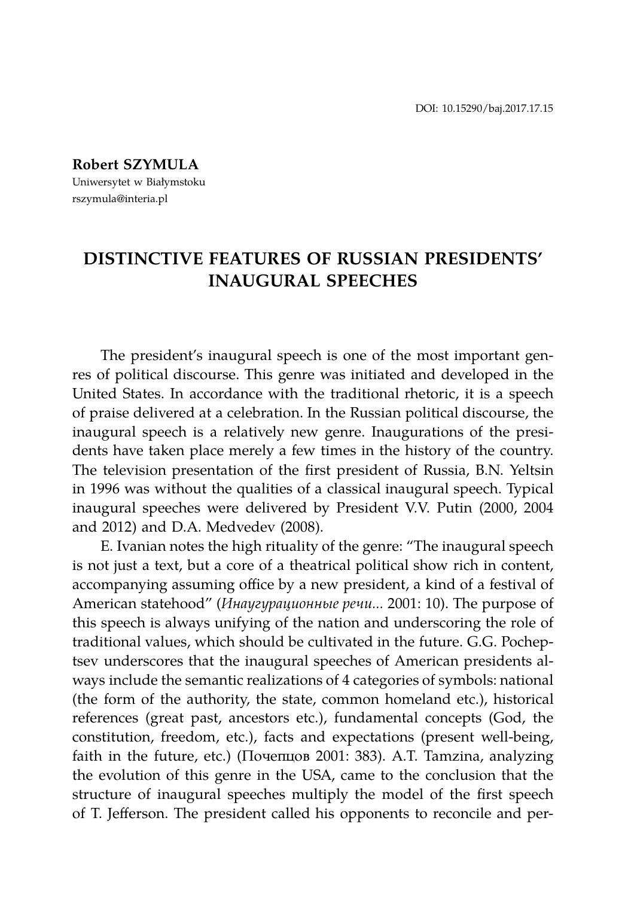DOI: 10.15290/baj.2017.17.15

**Robert SZYMULA**
Uniwersytet w Białymstoku
rszymula@interia.pl

# DISTINCTIVE FEATURES OF RUSSIAN PRESIDENTS' INAUGURAL SPEECHES

The president's inaugural speech is one of the most important genres of political discourse. This genre was initiated and developed in the United States. In accordance with the traditional rhetoric, it is a speech of praise delivered at a celebration. In the Russian political discourse, the inaugural speech is a relatively new genre. Inaugurations of the presidents have taken place merely a few times in the history of the country. The television presentation of the first president of Russia, B.N. Yeltsin in 1996 was without the qualities of a classical inaugural speech. Typical inaugural speeches were delivered by President V.V. Putin (2000, 2004 and 2012) and D.A. Medvedev (2008).

E. Ivanian notes the high rituality of the genre: "The inaugural speech is not just a text, but a core of a theatrical political show rich in content, accompanying assuming office by a new president, a kind of a festival of American statehood" (*Инаугурационные речи...* 2001: 10). The purpose of this speech is always unifying of the nation and underscoring the role of traditional values, which should be cultivated in the future. G.G. Pocheptsev underscores that the inaugural speeches of American presidents always include the semantic realizations of 4 categories of symbols: national (the form of the authority, the state, common homeland etc.), historical references (great past, ancestors etc.), fundamental concepts (God, the constitution, freedom, etc.), facts and expectations (present well-being, faith in the future, etc.) (Почепцов 2001: 383). A.T. Tamzina, analyzing the evolution of this genre in the USA, came to the conclusion that the structure of inaugural speeches multiply the model of the first speech of T. Jefferson. The president called his opponents to reconcile and per-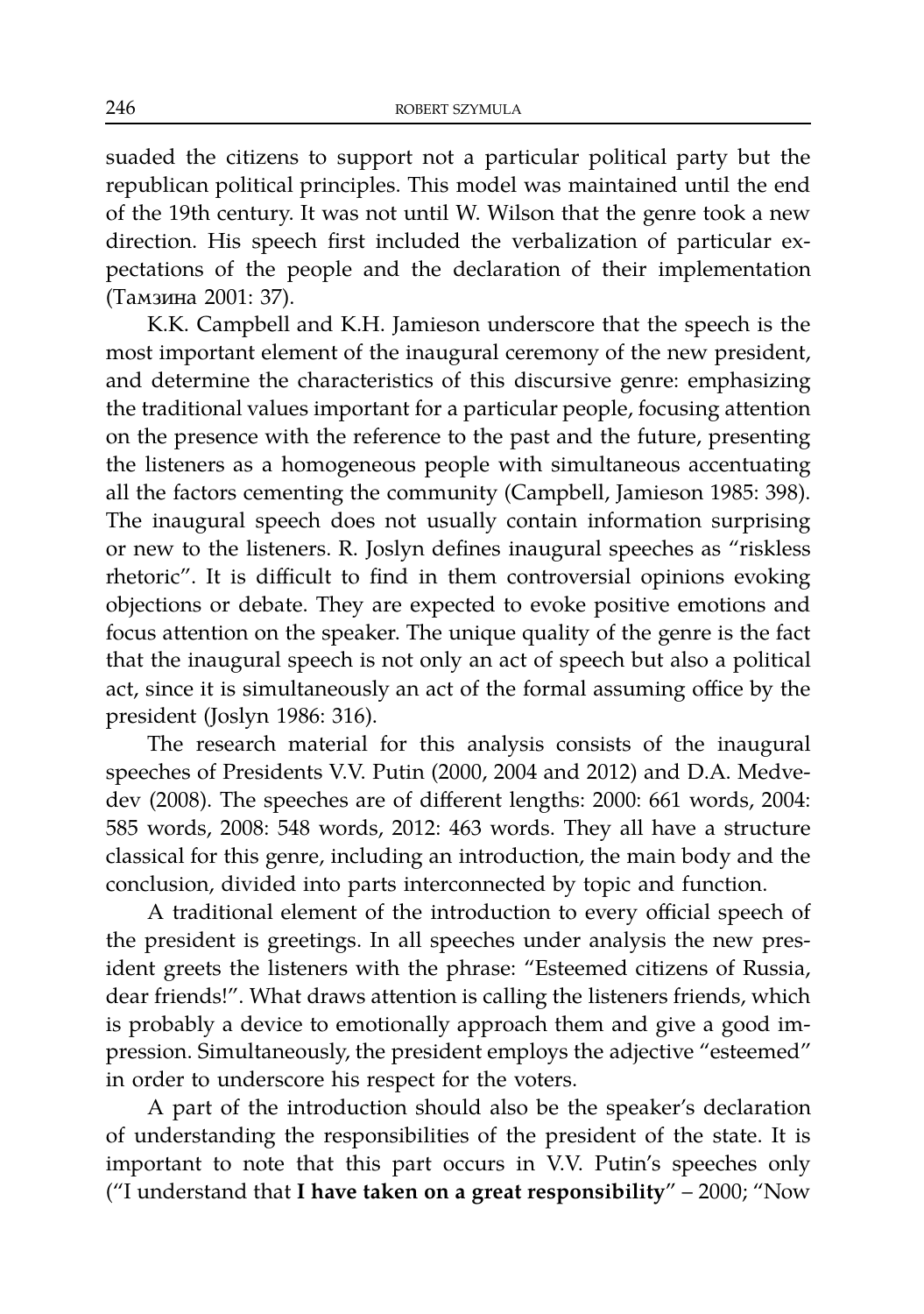suaded the citizens to support not a particular political party but the republican political principles. This model was maintained until the end of the 19th century. It was not until W. Wilson that the genre took a new direction. His speech first included the verbalization of particular expectations of the people and the declaration of their implementation (Тамзина 2001: 37).

K.K. Campbell and K.H. Jamieson underscore that the speech is the most important element of the inaugural ceremony of the new president, and determine the characteristics of this discursive genre: emphasizing the traditional values important for a particular people, focusing attention on the presence with the reference to the past and the future, presenting the listeners as a homogeneous people with simultaneous accentuating all the factors cementing the community (Campbell, Jamieson 1985: 398). The inaugural speech does not usually contain information surprising or new to the listeners. R. Joslyn defines inaugural speeches as "riskless rhetoric". It is difficult to find in them controversial opinions evoking objections or debate. They are expected to evoke positive emotions and focus attention on the speaker. The unique quality of the genre is the fact that the inaugural speech is not only an act of speech but also a political act, since it is simultaneously an act of the formal assuming office by the president (Joslyn 1986: 316).

The research material for this analysis consists of the inaugural speeches of Presidents V.V. Putin (2000, 2004 and 2012) and D.A. Medvedev (2008). The speeches are of different lengths: 2000: 661 words, 2004: 585 words, 2008: 548 words, 2012: 463 words. They all have a structure classical for this genre, including an introduction, the main body and the conclusion, divided into parts interconnected by topic and function.

A traditional element of the introduction to every official speech of the president is greetings. In all speeches under analysis the new president greets the listeners with the phrase: "Esteemed citizens of Russia, dear friends!". What draws attention is calling the listeners friends, which is probably a device to emotionally approach them and give a good impression. Simultaneously, the president employs the adjective "esteemed" in order to underscore his respect for the voters.

A part of the introduction should also be the speaker's declaration of understanding the responsibilities of the president of the state. It is important to note that this part occurs in V.V. Putin's speeches only ("I understand that **I have taken on a great responsibility**" – 2000; "Now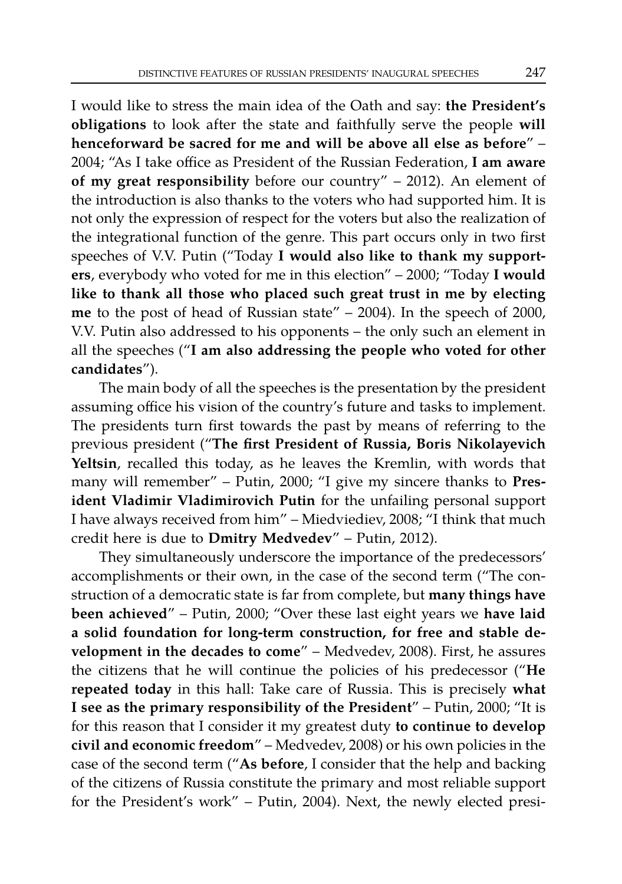I would like to stress the main idea of the Oath and say: **the President's obligations** to look after the state and faithfully serve the people **will henceforward be sacred for me and will be above all else as before**" – 2004; "As I take office as President of the Russian Federation, **I am aware of my great responsibility** before our country" – 2012). An element of the introduction is also thanks to the voters who had supported him. It is not only the expression of respect for the voters but also the realization of the integrational function of the genre. This part occurs only in two first speeches of V.V. Putin ("Today **I would also like to thank my supporters**, everybody who voted for me in this election" – 2000; "Today **I would like to thank all those who placed such great trust in me by electing me** to the post of head of Russian state" – 2004). In the speech of 2000, V.V. Putin also addressed to his opponents – the only such an element in all the speeches ("**I am also addressing the people who voted for other candidates**").

The main body of all the speeches is the presentation by the president assuming office his vision of the country's future and tasks to implement. The presidents turn first towards the past by means of referring to the previous president ("**The first President of Russia, Boris Nikolayevich Yeltsin**, recalled this today, as he leaves the Kremlin, with words that many will remember" – Putin, 2000; "I give my sincere thanks to **President Vladimir Vladimirovich Putin** for the unfailing personal support I have always received from him" – Miedviediev, 2008; "I think that much credit here is due to **Dmitry Medvedev**" – Putin, 2012).

They simultaneously underscore the importance of the predecessors' accomplishments or their own, in the case of the second term ("The construction of a democratic state is far from complete, but **many things have been achieved**" – Putin, 2000; "Over these last eight years we **have laid a solid foundation for long-term construction, for free and stable development in the decades to come**" – Medvedev, 2008). First, he assures the citizens that he will continue the policies of his predecessor ("**He repeated today** in this hall: Take care of Russia. This is precisely **what I see as the primary responsibility of the President**" – Putin, 2000; "It is for this reason that I consider it my greatest duty **to continue to develop civil and economic freedom**" – Medvedev, 2008) or his own policies in the case of the second term ("**As before**, I consider that the help and backing of the citizens of Russia constitute the primary and most reliable support for the President's work" – Putin, 2004). Next, the newly elected presi-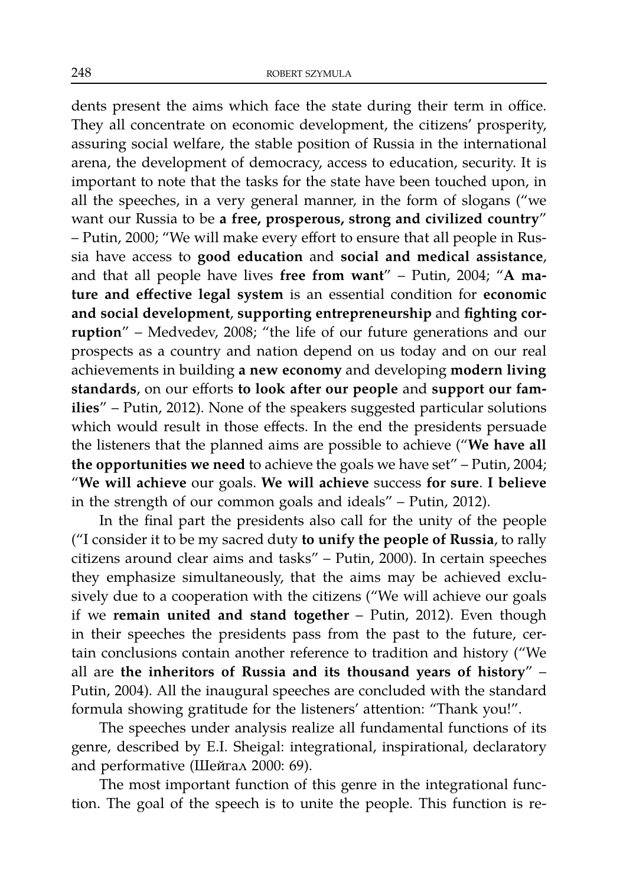dents present the aims which face the state during their term in office. They all concentrate on economic development, the citizens' prosperity, assuring social welfare, the stable position of Russia in the international arena, the development of democracy, access to education, security. It is important to note that the tasks for the state have been touched upon, in all the speeches, in a very general manner, in the form of slogans ("we want our Russia to be **a free, prosperous, strong and civilized country**" – Putin, 2000; "We will make every effort to ensure that all people in Russia have access to **good education** and **social and medical assistance**, and that all people have lives **free from want**" – Putin, 2004; "**A mature and effective legal system** is an essential condition for **economic and social development**, **supporting entrepreneurship** and **fighting corruption**" – Medvedev, 2008; "the life of our future generations and our prospects as a country and nation depend on us today and on our real achievements in building **a new economy** and developing **modern living standards**, on our efforts **to look after our people** and **support our families**" – Putin, 2012). None of the speakers suggested particular solutions which would result in those effects. In the end the presidents persuade the listeners that the planned aims are possible to achieve ("**We have all the opportunities we need** to achieve the goals we have set" – Putin, 2004; "**We will achieve** our goals. **We will achieve** success **for sure**. **I believe** in the strength of our common goals and ideals" – Putin, 2012).

In the final part the presidents also call for the unity of the people ("I consider it to be my sacred duty **to unify the people of Russia**, to rally citizens around clear aims and tasks" – Putin, 2000). In certain speeches they emphasize simultaneously, that the aims may be achieved exclusively due to a cooperation with the citizens ("We will achieve our goals if we **remain united and stand together** – Putin, 2012). Even though in their speeches the presidents pass from the past to the future, certain conclusions contain another reference to tradition and history ("We all are **the inheritors of Russia and its thousand years of history**" – Putin, 2004). All the inaugural speeches are concluded with the standard formula showing gratitude for the listeners' attention: "Thank you!".

The speeches under analysis realize all fundamental functions of its genre, described by E.I. Sheigal: integrational, inspirational, declaratory and performative (Шейгал 2000: 69).

The most important function of this genre in the integrational function. The goal of the speech is to unite the people. This function is re-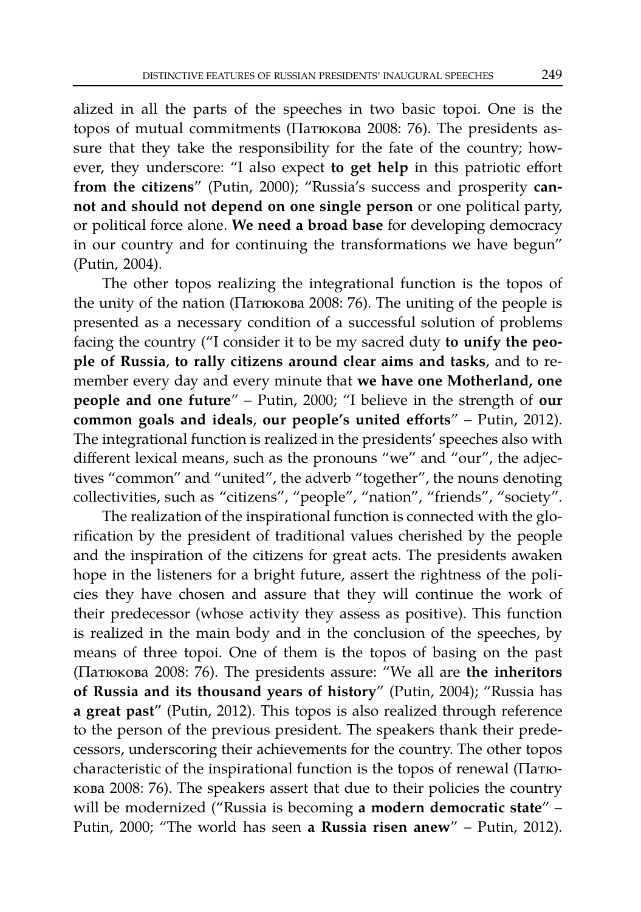alized in all the parts of the speeches in two basic topoi. One is the topos of mutual commitments (Патюкова 2008: 76). The presidents assure that they take the responsibility for the fate of the country; however, they underscore: "I also expect **to get help** in this patriotic effort **from the citizens**" (Putin, 2000); "Russia's success and prosperity **cannot and should not depend on one single person** or one political party, or political force alone. **We need a broad base** for developing democracy in our country and for continuing the transformations we have begun" (Putin, 2004).

The other topos realizing the integrational function is the topos of the unity of the nation (Патюкова 2008: 76). The uniting of the people is presented as a necessary condition of a successful solution of problems facing the country ("I consider it to be my sacred duty **to unify the people of Russia**, **to rally citizens around clear aims and tasks**, and to remember every day and every minute that **we have one Motherland, one people and one future**" – Putin, 2000; "I believe in the strength of **our common goals and ideals**, **our people's united efforts**" – Putin, 2012). The integrational function is realized in the presidents' speeches also with different lexical means, such as the pronouns "we" and "our", the adjectives "common" and "united", the adverb "together", the nouns denoting collectivities, such as "citizens", "people", "nation", "friends", "society".

The realization of the inspirational function is connected with the glorification by the president of traditional values cherished by the people and the inspiration of the citizens for great acts. The presidents awaken hope in the listeners for a bright future, assert the rightness of the policies they have chosen and assure that they will continue the work of their predecessor (whose activity they assess as positive). This function is realized in the main body and in the conclusion of the speeches, by means of three topoi. One of them is the topos of basing on the past (Патюкова 2008: 76). The presidents assure: "We all are **the inheritors of Russia and its thousand years of history**" (Putin, 2004); "Russia has **a great past**" (Putin, 2012). This topos is also realized through reference to the person of the previous president. The speakers thank their predecessors, underscoring their achievements for the country. The other topos characteristic of the inspirational function is the topos of renewal (Патюкова 2008: 76). The speakers assert that due to their policies the country will be modernized ("Russia is becoming **a modern democratic state**" – Putin, 2000; "The world has seen **a Russia risen anew**" – Putin, 2012).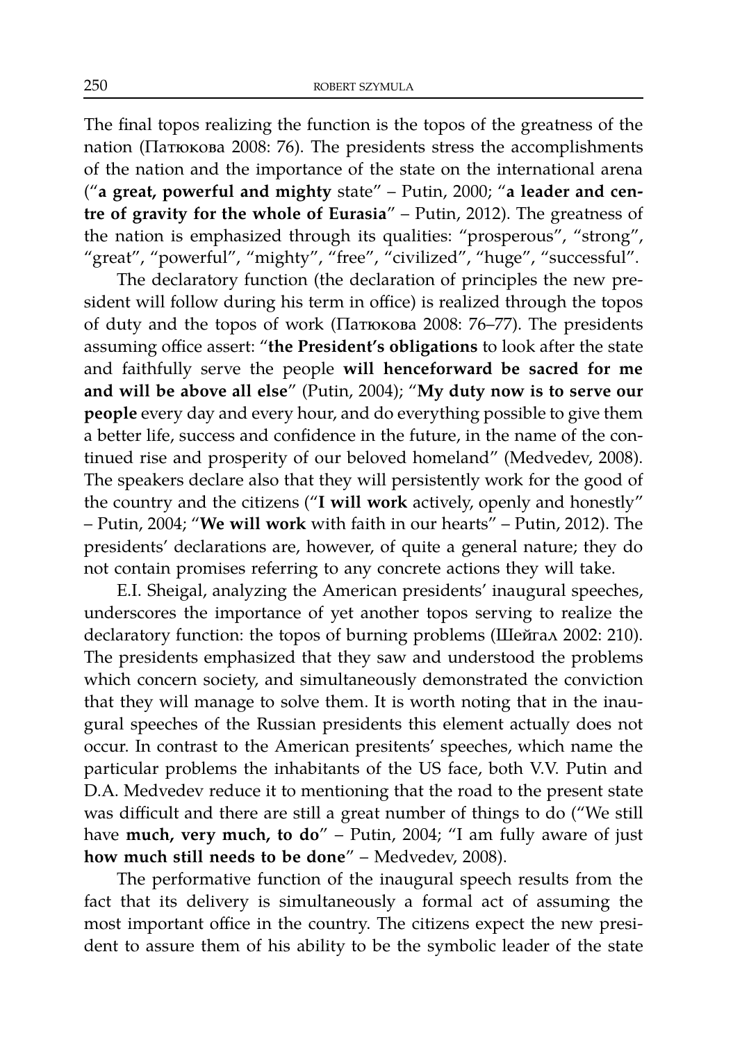The final topos realizing the function is the topos of the greatness of the nation (Патюкова 2008: 76). The presidents stress the accomplishments of the nation and the importance of the state on the international arena ("**a great, powerful and mighty** state" – Putin, 2000; "**a leader and centre of gravity for the whole of Eurasia**" – Putin, 2012). The greatness of the nation is emphasized through its qualities: "prosperous", "strong", "great", "powerful", "mighty", "free", "civilized", "huge", "successful".

The declaratory function (the declaration of principles the new president will follow during his term in office) is realized through the topos of duty and the topos of work (Патюкова 2008: 76–77). The presidents assuming office assert: "**the President's obligations** to look after the state and faithfully serve the people **will henceforward be sacred for me and will be above all else**" (Putin, 2004); "**My duty now is to serve our people** every day and every hour, and do everything possible to give them a better life, success and confidence in the future, in the name of the continued rise and prosperity of our beloved homeland" (Medvedev, 2008). The speakers declare also that they will persistently work for the good of the country and the citizens ("**I will work** actively, openly and honestly" – Putin, 2004; "**We will work** with faith in our hearts" – Putin, 2012). The presidents' declarations are, however, of quite a general nature; they do not contain promises referring to any concrete actions they will take.

E.I. Sheigal, analyzing the American presidents' inaugural speeches, underscores the importance of yet another topos serving to realize the declaratory function: the topos of burning problems (Шейгал 2002: 210). The presidents emphasized that they saw and understood the problems which concern society, and simultaneously demonstrated the conviction that they will manage to solve them. It is worth noting that in the inaugural speeches of the Russian presidents this element actually does not occur. In contrast to the American presitents' speeches, which name the particular problems the inhabitants of the US face, both V.V. Putin and D.A. Medvedev reduce it to mentioning that the road to the present state was difficult and there are still a great number of things to do ("We still have **much, very much, to do**" – Putin, 2004; "I am fully aware of just **how much still needs to be done**" – Medvedev, 2008).

The performative function of the inaugural speech results from the fact that its delivery is simultaneously a formal act of assuming the most important office in the country. The citizens expect the new president to assure them of his ability to be the symbolic leader of the state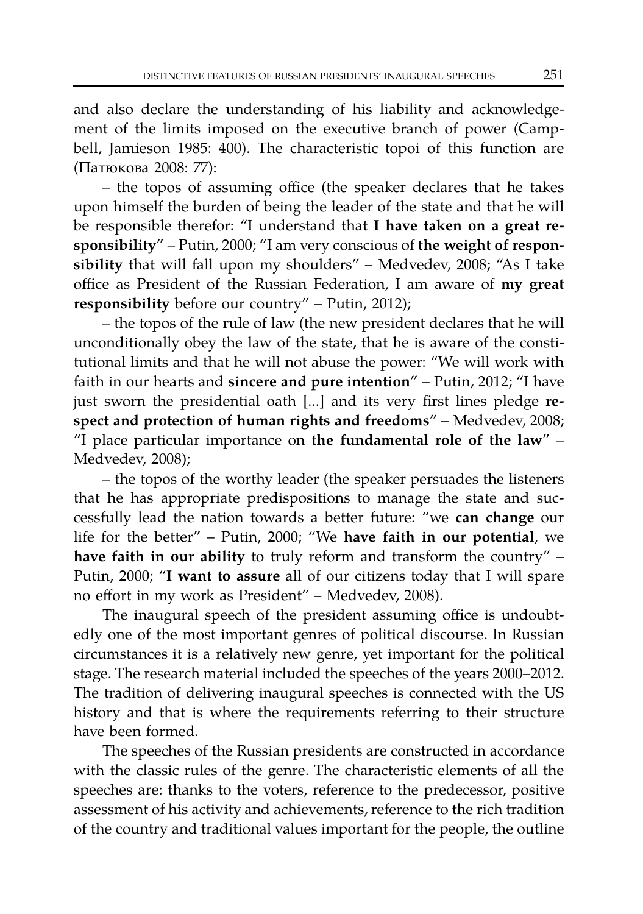and also declare the understanding of his liability and acknowledgement of the limits imposed on the executive branch of power (Campbell, Jamieson 1985: 400). The characteristic topoi of this function are (Патюкова 2008: 77):

– the topos of assuming office (the speaker declares that he takes upon himself the burden of being the leader of the state and that he will be responsible therefor: "I understand that **I have taken on a great responsibility**" – Putin, 2000; "I am very conscious of **the weight of responsibility** that will fall upon my shoulders" – Medvedev, 2008; "As I take office as President of the Russian Federation, I am aware of **my great responsibility** before our country" – Putin, 2012);

– the topos of the rule of law (the new president declares that he will unconditionally obey the law of the state, that he is aware of the constitutional limits and that he will not abuse the power: "We will work with faith in our hearts and **sincere and pure intention**" – Putin, 2012; "I have just sworn the presidential oath [...] and its very first lines pledge **respect and protection of human rights and freedoms**" – Medvedev, 2008; "I place particular importance on **the fundamental role of the law**" – Medvedev, 2008);

– the topos of the worthy leader (the speaker persuades the listeners that he has appropriate predispositions to manage the state and successfully lead the nation towards a better future: "we **can change** our life for the better" – Putin, 2000; "We **have faith in our potential**, we **have faith in our ability** to truly reform and transform the country" – Putin, 2000; "**I want to assure** all of our citizens today that I will spare no effort in my work as President" – Medvedev, 2008).

The inaugural speech of the president assuming office is undoubtedly one of the most important genres of political discourse. In Russian circumstances it is a relatively new genre, yet important for the political stage. The research material included the speeches of the years 2000–2012. The tradition of delivering inaugural speeches is connected with the US history and that is where the requirements referring to their structure have been formed.

The speeches of the Russian presidents are constructed in accordance with the classic rules of the genre. The characteristic elements of all the speeches are: thanks to the voters, reference to the predecessor, positive assessment of his activity and achievements, reference to the rich tradition of the country and traditional values important for the people, the outline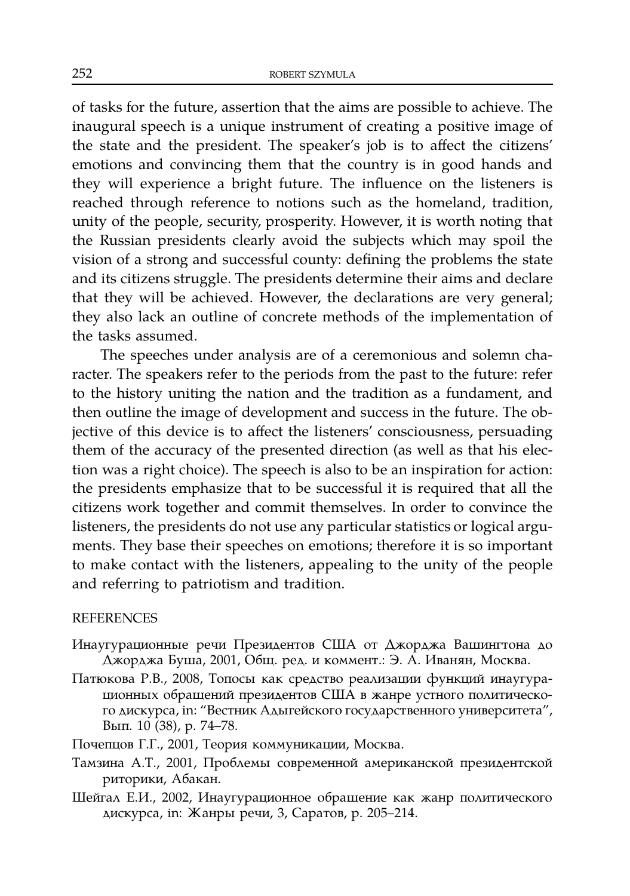of tasks for the future, assertion that the aims are possible to achieve. The inaugural speech is a unique instrument of creating a positive image of the state and the president. The speaker's job is to affect the citizens' emotions and convincing them that the country is in good hands and they will experience a bright future. The influence on the listeners is reached through reference to notions such as the homeland, tradition, unity of the people, security, prosperity. However, it is worth noting that the Russian presidents clearly avoid the subjects which may spoil the vision of a strong and successful county: defining the problems the state and its citizens struggle. The presidents determine their aims and declare that they will be achieved. However, the declarations are very general; they also lack an outline of concrete methods of the implementation of the tasks assumed.

The speeches under analysis are of a ceremonious and solemn character. The speakers refer to the periods from the past to the future: refer to the history uniting the nation and the tradition as a fundament, and then outline the image of development and success in the future. The objective of this device is to affect the listeners' consciousness, persuading them of the accuracy of the presented direction (as well as that his election was a right choice). The speech is also to be an inspiration for action: the presidents emphasize that to be successful it is required that all the citizens work together and commit themselves. In order to convince the listeners, the presidents do not use any particular statistics or logical arguments. They base their speeches on emotions; therefore it is so important to make contact with the listeners, appealing to the unity of the people and referring to patriotism and tradition.

## REFERENCES

Инаугурационные речи Президентов США от Джорджа Вашингтона до Джорджа Буша, 2001, Общ. ред. и коммент.: Э. А. Иванян, Москва.

Патюкова Р.В., 2008, Топосы как средство реализации функций инаугурационных обращений президентов США в жанре устного политического дискурса, in: "Вестник Адыгейского государственного университета", Вып. 10 (38), p. 74–78.

Почепцов Г.Г., 2001, Теория коммуникации, Москва.

Тамзина А.Т., 2001, Проблемы современной американской президентской риторики, Абакан.

Шейгал Е.И., 2002, Инаугурационное обращение как жанр политического дискурса, in: Жанры речи, 3, Саратов, p. 205–214.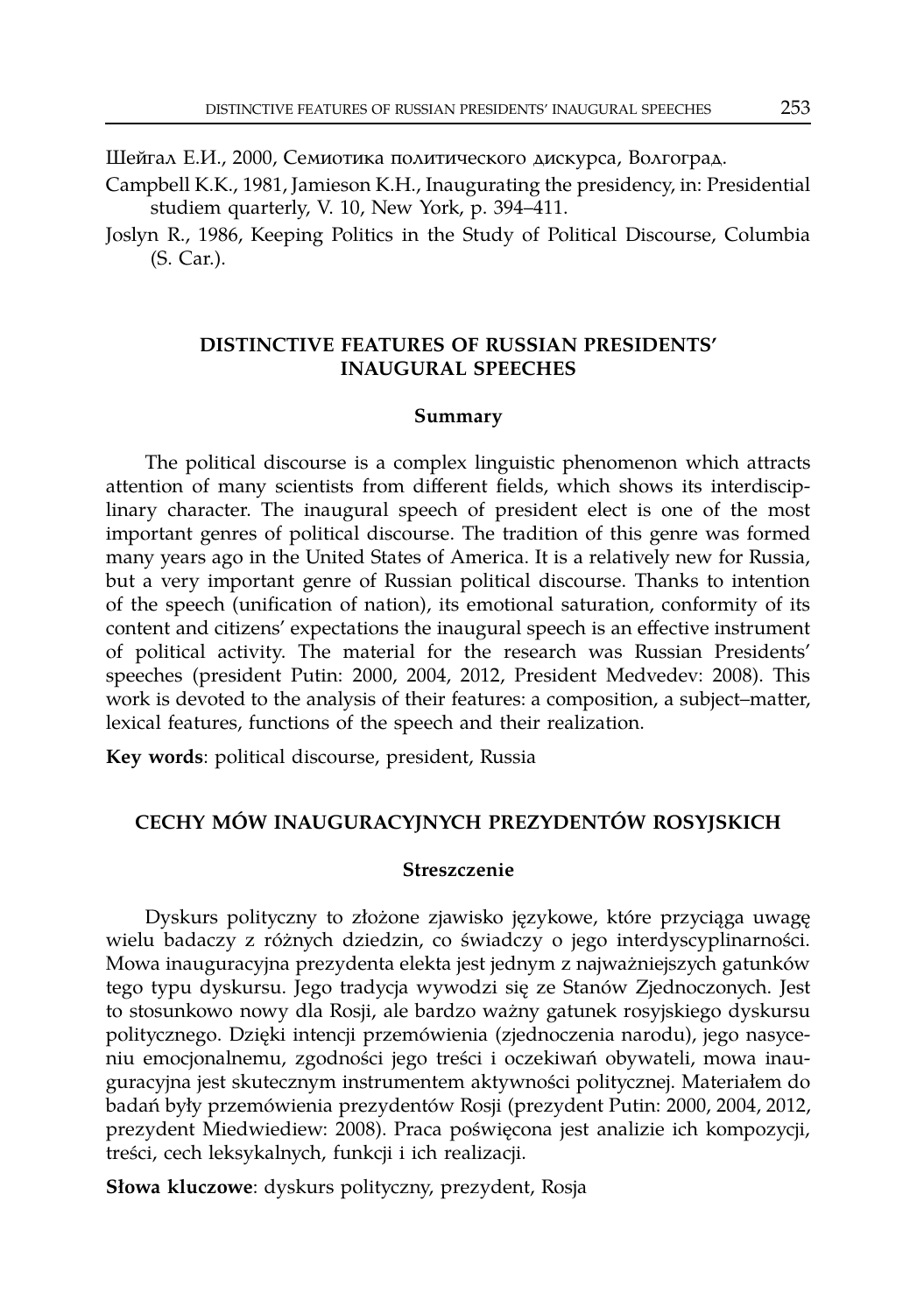Шейгал Е.И., 2000, Семиотика политического дискурса, Волгоград.

Campbell K.K., 1981, Jamieson K.H., Inaugurating the presidency, in: Presidential studiem quarterly, V. 10, New York, p. 394–411.

Joslyn R., 1986, Keeping Politics in the Study of Political Discourse, Columbia (S. Car.).

## DISTINCTIVE FEATURES OF RUSSIAN PRESIDENTS' INAUGURAL SPEECHES

### Summary

The political discourse is a complex linguistic phenomenon which attracts attention of many scientists from different fields, which shows its interdisciplinary character. The inaugural speech of president elect is one of the most important genres of political discourse. The tradition of this genre was formed many years ago in the United States of America. It is a relatively new for Russia, but a very important genre of Russian political discourse. Thanks to intention of the speech (unification of nation), its emotional saturation, conformity of its content and citizens' expectations the inaugural speech is an effective instrument of political activity. The material for the research was Russian Presidents' speeches (president Putin: 2000, 2004, 2012, President Medvedev: 2008). This work is devoted to the analysis of their features: a composition, a subject–matter, lexical features, functions of the speech and their realization.

**Key words**: political discourse, president, Russia

## CECHY MÓW INAUGURACYJNYCH PREZYDENTÓW ROSYJSKICH

### Streszczenie

Dyskurs polityczny to złożone zjawisko językowe, które przyciąga uwagę wielu badaczy z różnych dziedzin, co świadczy o jego interdyscyplinarności. Mowa inauguracyjna prezydenta elekta jest jednym z najważniejszych gatunków tego typu dyskursu. Jego tradycja wywodzi się ze Stanów Zjednoczonych. Jest to stosunkowo nowy dla Rosji, ale bardzo ważny gatunek rosyjskiego dyskursu politycznego. Dzięki intencji przemówienia (zjednoczenia narodu), jego nasyceniu emocjonalnemu, zgodności jego treści i oczekiwań obywateli, mowa inauguracyjna jest skutecznym instrumentem aktywności politycznej. Materiałem do badań były przemówienia prezydentów Rosji (prezydent Putin: 2000, 2004, 2012, prezydent Miedwiediew: 2008). Praca poświęcona jest analizie ich kompozycji, treści, cech leksykalnych, funkcji i ich realizacji.

**Słowa kluczowe**: dyskurs polityczny, prezydent, Rosja